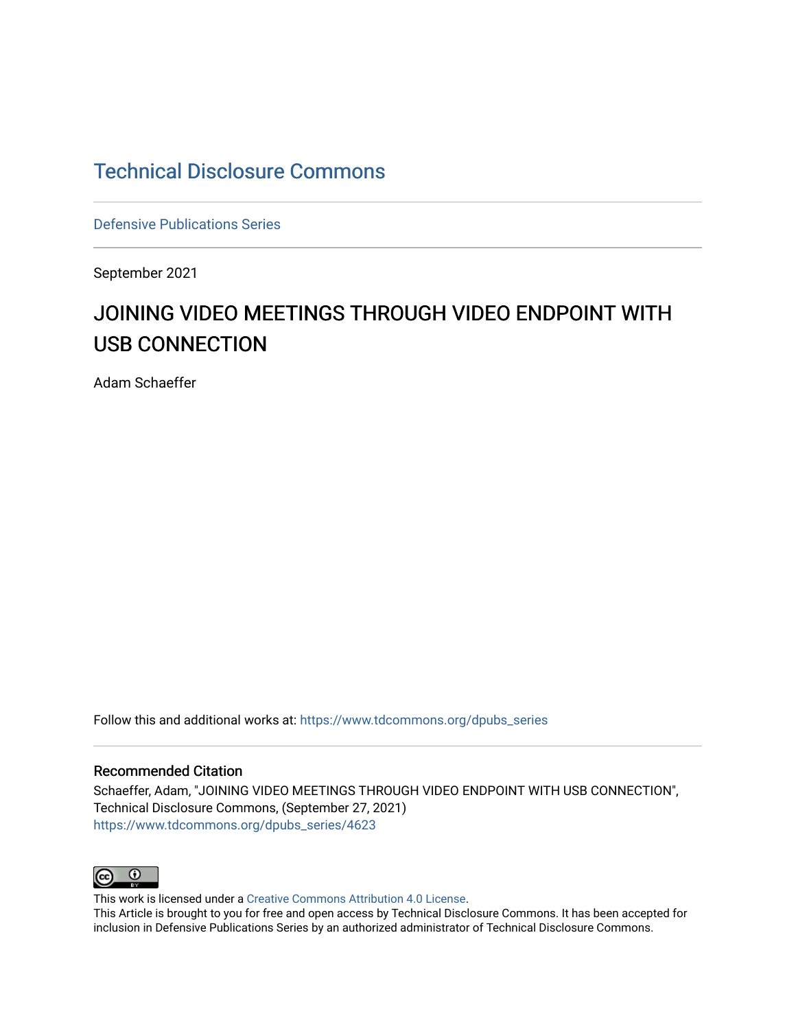# Technical Disclosure Commons

Defensive Publications Series

September 2021

## JOINING VIDEO MEETINGS THROUGH VIDEO ENDPOINT WITH USB CONNECTION

Adam Schaeffer

Follow this and additional works at: https://www.tdcommons.org/dpubs_series

### Recommended Citation

Schaeffer, Adam, "JOINING VIDEO MEETINGS THROUGH VIDEO ENDPOINT WITH USB CONNECTION", Technical Disclosure Commons, (September 27, 2021)
https://www.tdcommons.org/dpubs_series/4623

This work is licensed under a Creative Commons Attribution 4.0 License.
This Article is brought to you for free and open access by Technical Disclosure Commons. It has been accepted for inclusion in Defensive Publications Series by an authorized administrator of Technical Disclosure Commons.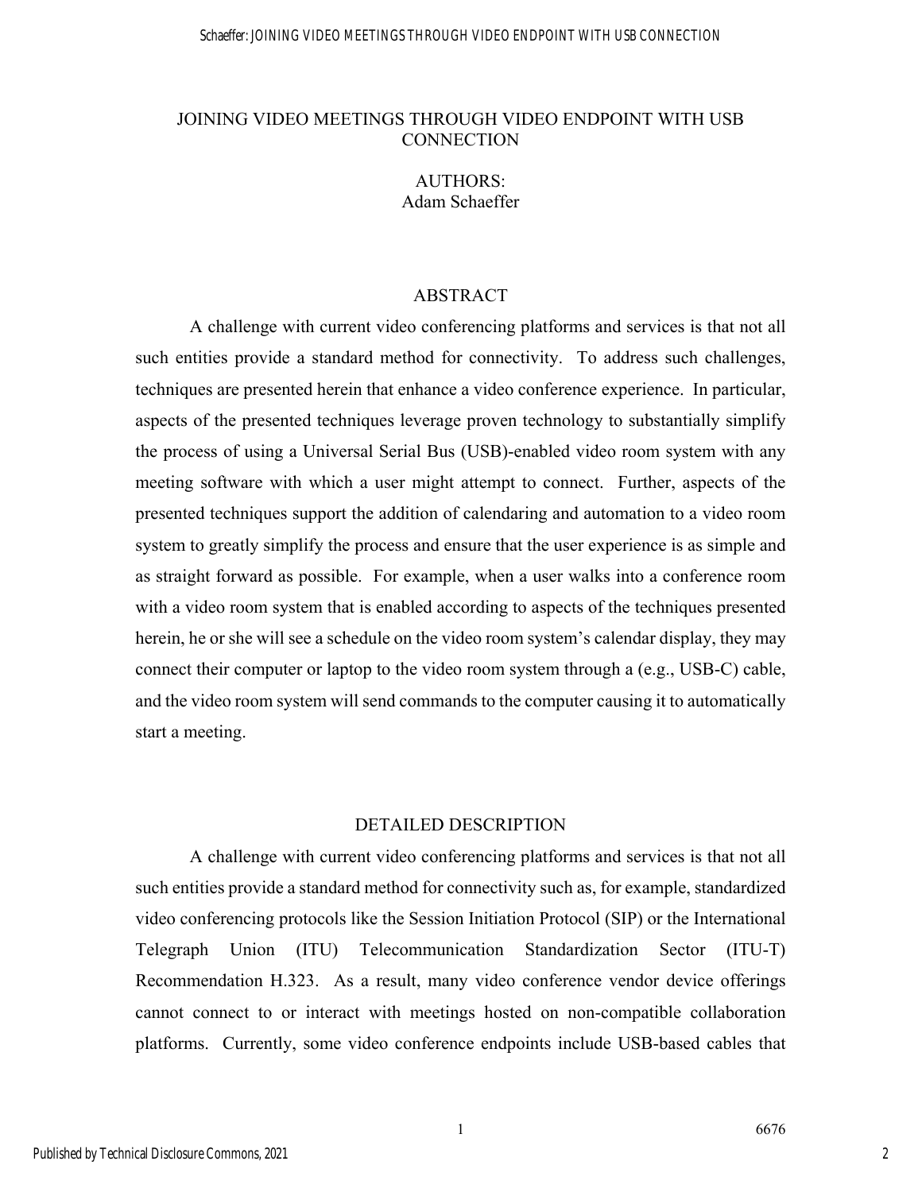# JOINING VIDEO MEETINGS THROUGH VIDEO ENDPOINT WITH USB CONNECTION

AUTHORS:
Adam Schaeffer

## ABSTRACT

A challenge with current video conferencing platforms and services is that not all such entities provide a standard method for connectivity. To address such challenges, techniques are presented herein that enhance a video conference experience. In particular, aspects of the presented techniques leverage proven technology to substantially simplify the process of using a Universal Serial Bus (USB)-enabled video room system with any meeting software with which a user might attempt to connect. Further, aspects of the presented techniques support the addition of calendaring and automation to a video room system to greatly simplify the process and ensure that the user experience is as simple and as straight forward as possible. For example, when a user walks into a conference room with a video room system that is enabled according to aspects of the techniques presented herein, he or she will see a schedule on the video room system's calendar display, they may connect their computer or laptop to the video room system through a (e.g., USB-C) cable, and the video room system will send commands to the computer causing it to automatically start a meeting.

## DETAILED DESCRIPTION

A challenge with current video conferencing platforms and services is that not all such entities provide a standard method for connectivity such as, for example, standardized video conferencing protocols like the Session Initiation Protocol (SIP) or the International Telegraph Union (ITU) Telecommunication Standardization Sector (ITU-T) Recommendation H.323. As a result, many video conference vendor device offerings cannot connect to or interact with meetings hosted on non-compatible collaboration platforms. Currently, some video conference endpoints include USB-based cables that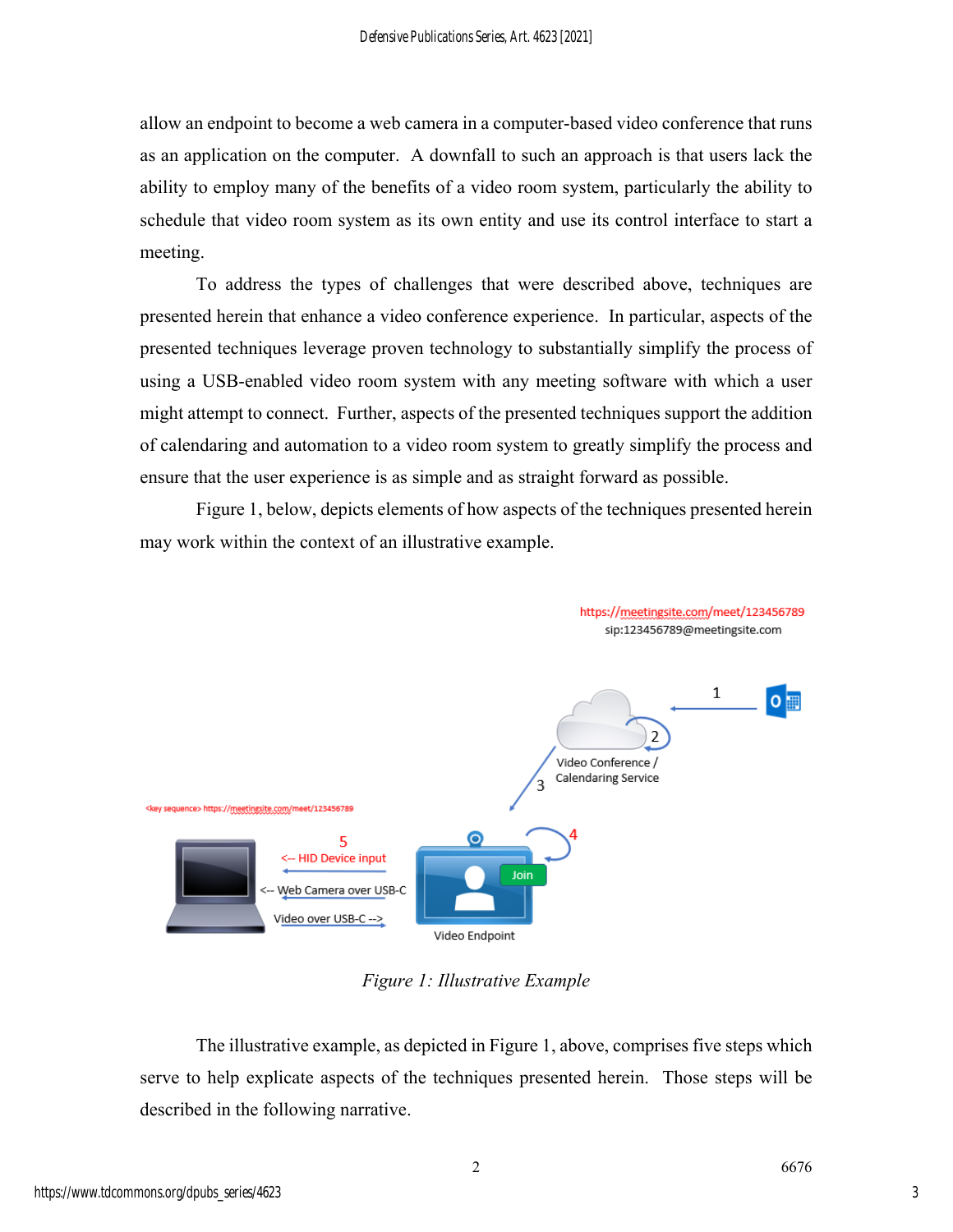allow an endpoint to become a web camera in a computer-based video conference that runs as an application on the computer. A downfall to such an approach is that users lack the ability to employ many of the benefits of a video room system, particularly the ability to schedule that video room system as its own entity and use its control interface to start a meeting.

To address the types of challenges that were described above, techniques are presented herein that enhance a video conference experience. In particular, aspects of the presented techniques leverage proven technology to substantially simplify the process of using a USB-enabled video room system with any meeting software with which a user might attempt to connect. Further, aspects of the presented techniques support the addition of calendaring and automation to a video room system to greatly simplify the process and ensure that the user experience is as simple and as straight forward as possible.

Figure 1, below, depicts elements of how aspects of the techniques presented herein may work within the context of an illustrative example.

https://meetingsite.com/meet/123456789
sip:123456789@meetingsite.com

1

2

Video Conference / Calendaring Service

3

<key sequence> https://meetingsite.com/meet/123456789

5

<-- HID Device input

<-- Web Camera over USB-C

Video over USB-C -->

4

Join

Video Endpoint

*Figure 1: Illustrative Example*

The illustrative example, as depicted in Figure 1, above, comprises five steps which serve to help explicate aspects of the techniques presented herein. Those steps will be described in the following narrative.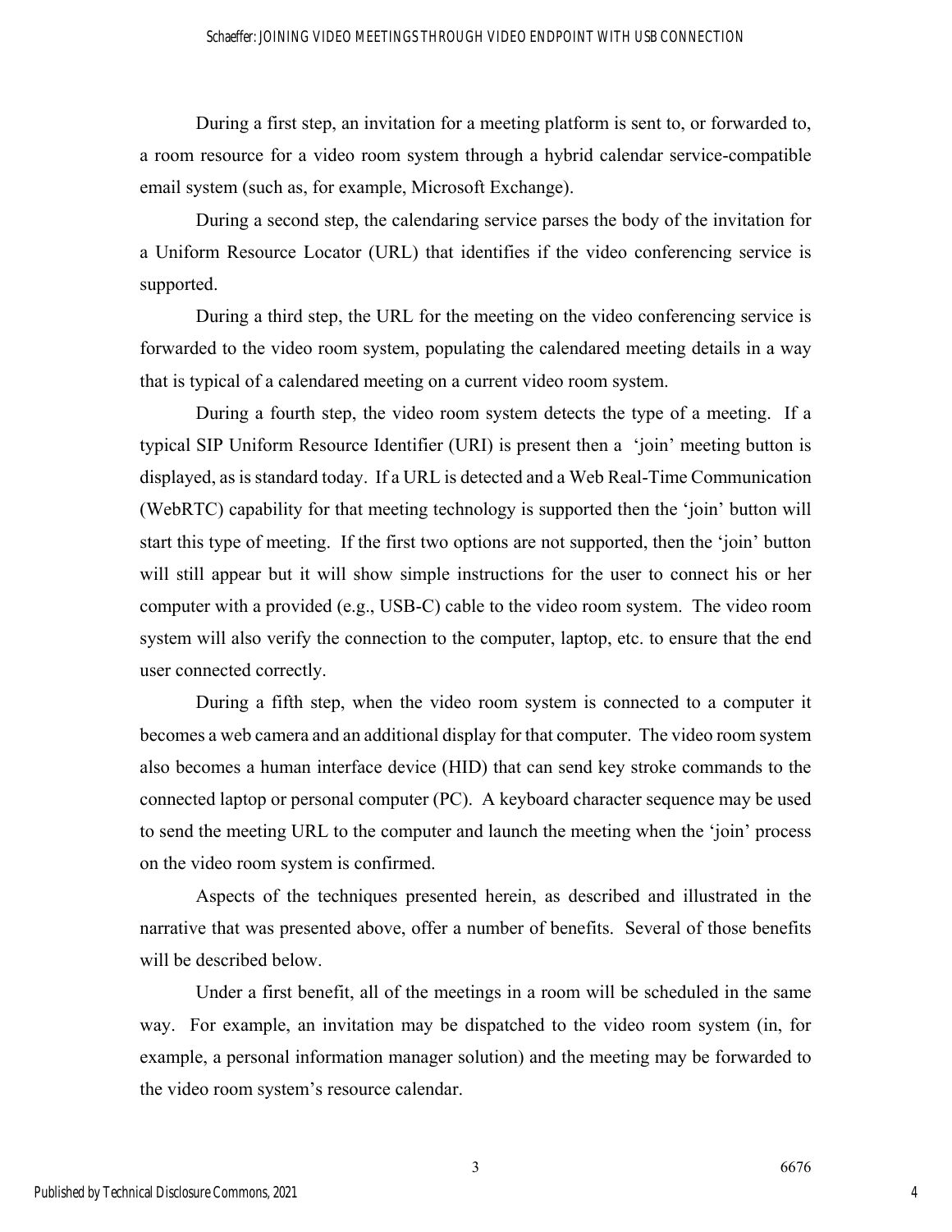During a first step, an invitation for a meeting platform is sent to, or forwarded to, a room resource for a video room system through a hybrid calendar service-compatible email system (such as, for example, Microsoft Exchange).

During a second step, the calendaring service parses the body of the invitation for a Uniform Resource Locator (URL) that identifies if the video conferencing service is supported.

During a third step, the URL for the meeting on the video conferencing service is forwarded to the video room system, populating the calendared meeting details in a way that is typical of a calendared meeting on a current video room system.

During a fourth step, the video room system detects the type of a meeting. If a typical SIP Uniform Resource Identifier (URI) is present then a 'join' meeting button is displayed, as is standard today. If a URL is detected and a Web Real-Time Communication (WebRTC) capability for that meeting technology is supported then the 'join' button will start this type of meeting. If the first two options are not supported, then the 'join' button will still appear but it will show simple instructions for the user to connect his or her computer with a provided (e.g., USB-C) cable to the video room system. The video room system will also verify the connection to the computer, laptop, etc. to ensure that the end user connected correctly.

During a fifth step, when the video room system is connected to a computer it becomes a web camera and an additional display for that computer. The video room system also becomes a human interface device (HID) that can send key stroke commands to the connected laptop or personal computer (PC). A keyboard character sequence may be used to send the meeting URL to the computer and launch the meeting when the 'join' process on the video room system is confirmed.

Aspects of the techniques presented herein, as described and illustrated in the narrative that was presented above, offer a number of benefits. Several of those benefits will be described below.

Under a first benefit, all of the meetings in a room will be scheduled in the same way. For example, an invitation may be dispatched to the video room system (in, for example, a personal information manager solution) and the meeting may be forwarded to the video room system's resource calendar.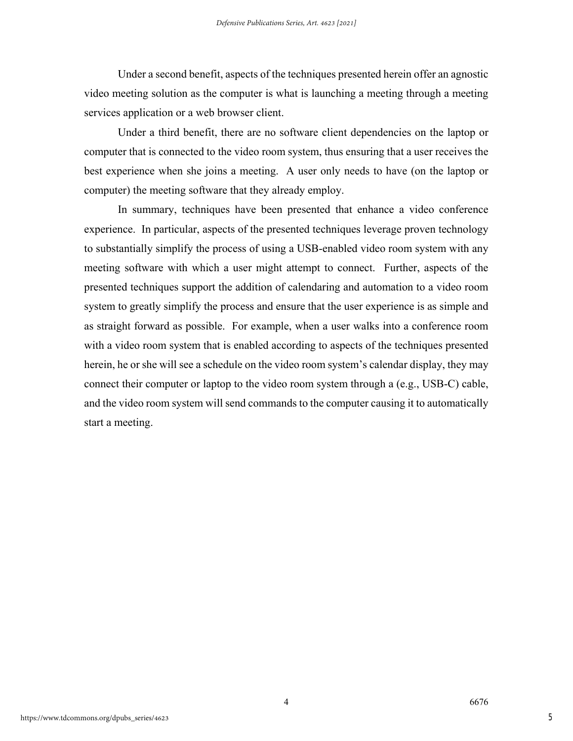Under a second benefit, aspects of the techniques presented herein offer an agnostic video meeting solution as the computer is what is launching a meeting through a meeting services application or a web browser client.

Under a third benefit, there are no software client dependencies on the laptop or computer that is connected to the video room system, thus ensuring that a user receives the best experience when she joins a meeting. A user only needs to have (on the laptop or computer) the meeting software that they already employ.

In summary, techniques have been presented that enhance a video conference experience. In particular, aspects of the presented techniques leverage proven technology to substantially simplify the process of using a USB-enabled video room system with any meeting software with which a user might attempt to connect. Further, aspects of the presented techniques support the addition of calendaring and automation to a video room system to greatly simplify the process and ensure that the user experience is as simple and as straight forward as possible. For example, when a user walks into a conference room with a video room system that is enabled according to aspects of the techniques presented herein, he or she will see a schedule on the video room system's calendar display, they may connect their computer or laptop to the video room system through a (e.g., USB-C) cable, and the video room system will send commands to the computer causing it to automatically start a meeting.